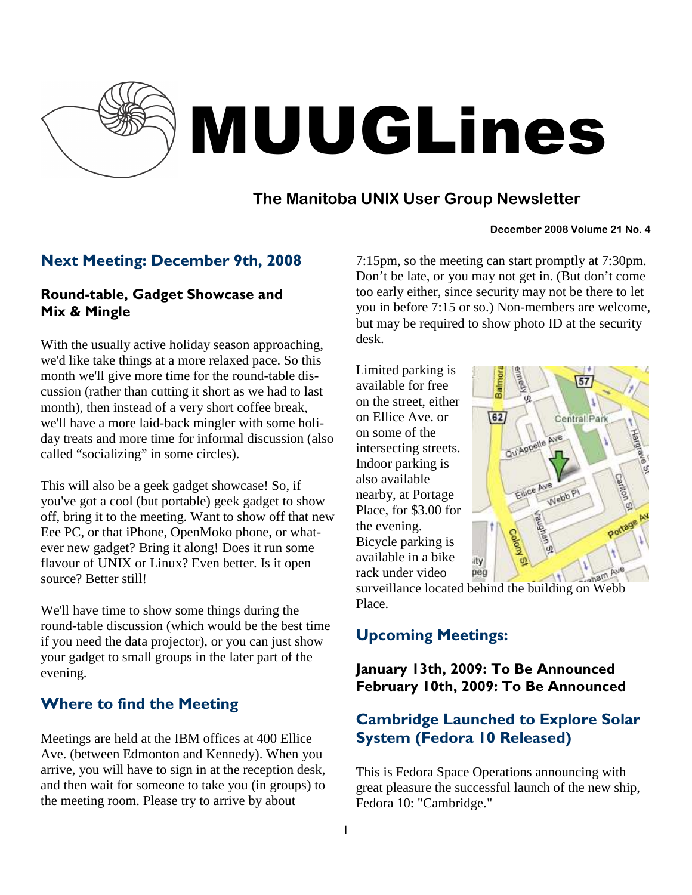# MUUGLines

## The Manitoba UNIX User Group Newsletter

**December 2008 Volume 21 No. 4**

## Next Meeting: December 9th, 2008

### Round-table, Gadget Showcase and Mix & Mingle

With the usually active holiday season approaching, we'd like take things at a more relaxed pace. So this month we'll give more time for the round-table discussion (rather than cutting it short as we had to last month), then instead of a very short coffee break, we'll have a more laid-back mingler with some holiday treats and more time for informal discussion (also called "socializing" in some circles).

This will also be a geek gadget showcase! So, if you've got a cool (but portable) geek gadget to show off, bring it to the meeting. Want to show off that new Eee PC, or that iPhone, OpenMoko phone, or whatever new gadget? Bring it along! Does it run some flavour of UNIX or Linux? Even better. Is it open source? Better still!

We'll have time to show some things during the round-table discussion (which would be the best time if you need the data projector), or you can just show your gadget to small groups in the later part of the evening.

## Where to find the Meeting

Meetings are held at the IBM offices at 400 Ellice Ave. (between Edmonton and Kennedy). When you arrive, you will have to sign in at the reception desk, and then wait for someone to take you (in groups) to the meeting room. Please try to arrive by about 7:15pm, so the meeting can start promptly at 7:30pm. Don't be late, or you may not get in. (But don't come too early either, since security may not be there to let you in before 7:15 or so.) Non-members are welcome, but may be required to show photo ID at the security desk.

Limited parking is available for free on the street, either on Ellice Ave. or on some of the intersecting streets. Indoor parking is also available nearby, at Portage Place, for $3.00 for the evening. Bicycle parking is available in a bike rack under video surveillance located behind the building on Webb Place.

## Upcoming Meetings:

**January 13th, 2009: To Be Announced**
**February 10th, 2009: To Be Announced**

## Cambridge Launched to Explore Solar System (Fedora 10 Released)

This is Fedora Space Operations announcing with great pleasure the successful launch of the new ship, Fedora 10: "Cambridge."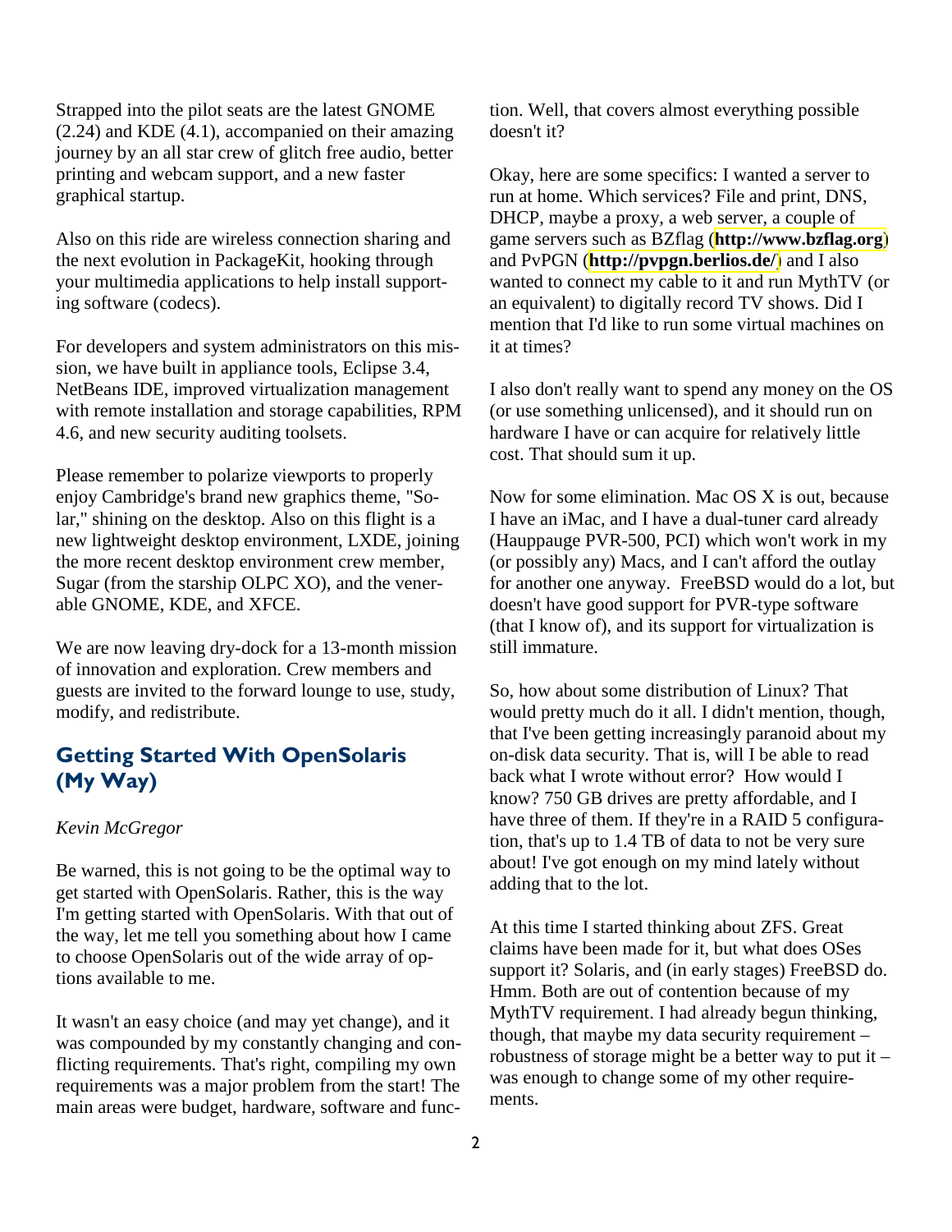Strapped into the pilot seats are the latest GNOME (2.24) and KDE (4.1), accompanied on their amazing journey by an all star crew of glitch free audio, better printing and webcam support, and a new faster graphical startup.

Also on this ride are wireless connection sharing and the next evolution in PackageKit, hooking through your multimedia applications to help install supporting software (codecs).

For developers and system administrators on this mission, we have built in appliance tools, Eclipse 3.4, NetBeans IDE, improved virtualization management with remote installation and storage capabilities, RPM 4.6, and new security auditing toolsets.

Please remember to polarize viewports to properly enjoy Cambridge's brand new graphics theme, "Solar," shining on the desktop. Also on this flight is a new lightweight desktop environment, LXDE, joining the more recent desktop environment crew member, Sugar (from the starship OLPC XO), and the venerable GNOME, KDE, and XFCE.

We are now leaving dry-dock for a 13-month mission of innovation and exploration. Crew members and guests are invited to the forward lounge to use, study, modify, and redistribute.

## Getting Started With OpenSolaris (My Way)

*Kevin McGregor*

Be warned, this is not going to be the optimal way to get started with OpenSolaris. Rather, this is the way I'm getting started with OpenSolaris. With that out of the way, let me tell you something about how I came to choose OpenSolaris out of the wide array of options available to me.

It wasn't an easy choice (and may yet change), and it was compounded by my constantly changing and conflicting requirements. That's right, compiling my own requirements was a major problem from the start! The main areas were budget, hardware, software and function. Well, that covers almost everything possible doesn't it?

Okay, here are some specifics: I wanted a server to run at home. Which services? File and print, DNS, DHCP, maybe a proxy, a web server, a couple of game servers such as BZflag (**http://www.bzflag.org**) and PvPGN (**http://pvpgn.berlios.de/**) and I also wanted to connect my cable to it and run MythTV (or an equivalent) to digitally record TV shows. Did I mention that I'd like to run some virtual machines on it at times?

I also don't really want to spend any money on the OS (or use something unlicensed), and it should run on hardware I have or can acquire for relatively little cost. That should sum it up.

Now for some elimination. Mac OS X is out, because I have an iMac, and I have a dual-tuner card already (Hauppauge PVR-500, PCI) which won't work in my (or possibly any) Macs, and I can't afford the outlay for another one anyway. FreeBSD would do a lot, but doesn't have good support for PVR-type software (that I know of), and its support for virtualization is still immature.

So, how about some distribution of Linux? That would pretty much do it all. I didn't mention, though, that I've been getting increasingly paranoid about my on-disk data security. That is, will I be able to read back what I wrote without error? How would I know? 750 GB drives are pretty affordable, and I have three of them. If they're in a RAID 5 configuration, that's up to 1.4 TB of data to not be very sure about! I've got enough on my mind lately without adding that to the lot.

At this time I started thinking about ZFS. Great claims have been made for it, but what does OSes support it? Solaris, and (in early stages) FreeBSD do. Hmm. Both are out of contention because of my MythTV requirement. I had already begun thinking, though, that maybe my data security requirement – robustness of storage might be a better way to put it – was enough to change some of my other requirements.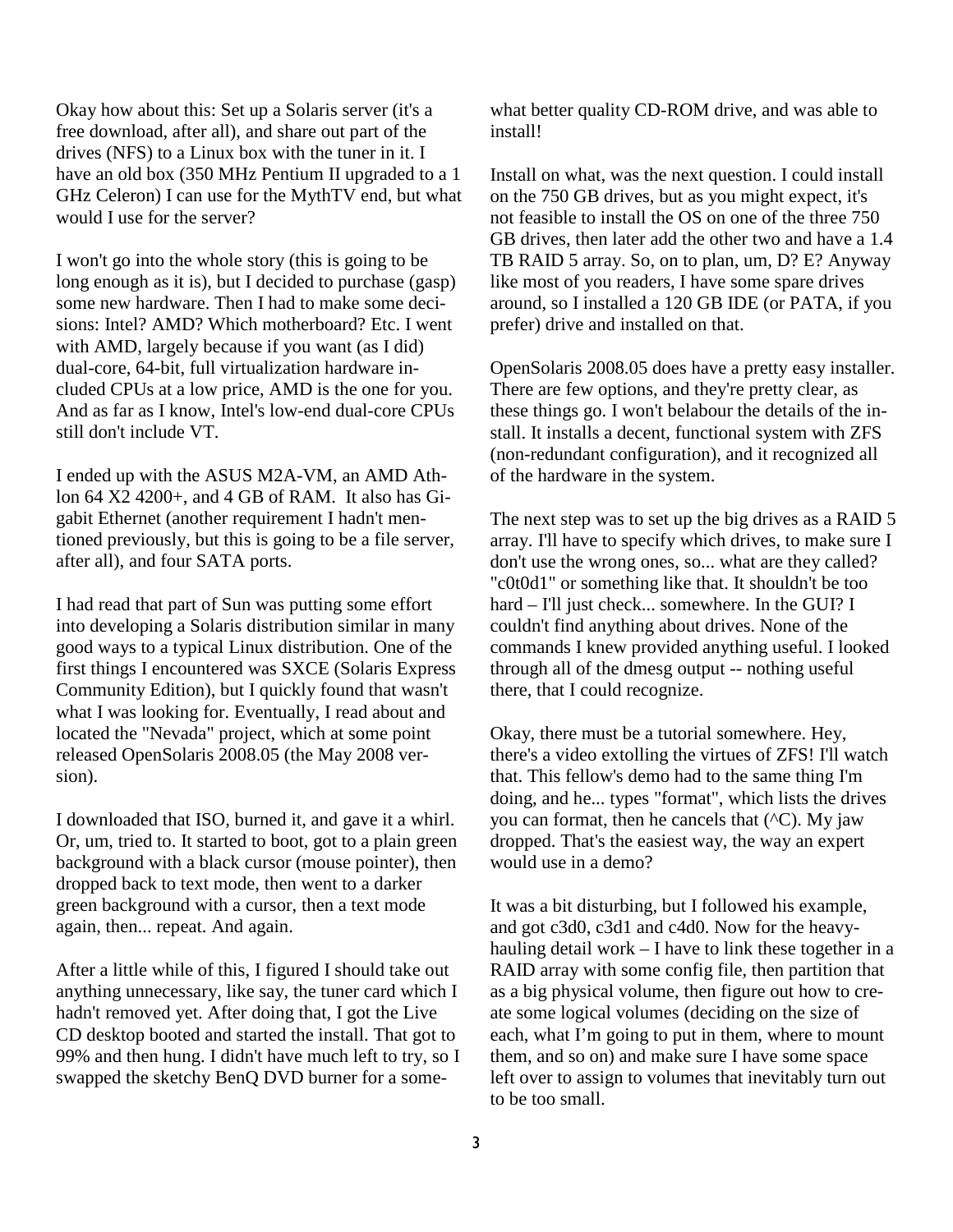Okay how about this: Set up a Solaris server (it's a free download, after all), and share out part of the drives (NFS) to a Linux box with the tuner in it. I have an old box (350 MHz Pentium II upgraded to a 1 GHz Celeron) I can use for the MythTV end, but what would I use for the server?

I won't go into the whole story (this is going to be long enough as it is), but I decided to purchase (gasp) some new hardware. Then I had to make some decisions: Intel? AMD? Which motherboard? Etc. I went with AMD, largely because if you want (as I did) dual-core, 64-bit, full virtualization hardware included CPUs at a low price, AMD is the one for you. And as far as I know, Intel's low-end dual-core CPUs still don't include VT.

I ended up with the ASUS M2A-VM, an AMD Athlon 64 X2 4200+, and 4 GB of RAM. It also has Gigabit Ethernet (another requirement I hadn't mentioned previously, but this is going to be a file server, after all), and four SATA ports.

I had read that part of Sun was putting some effort into developing a Solaris distribution similar in many good ways to a typical Linux distribution. One of the first things I encountered was SXCE (Solaris Express Community Edition), but I quickly found that wasn't what I was looking for. Eventually, I read about and located the "Nevada" project, which at some point released OpenSolaris 2008.05 (the May 2008 version).

I downloaded that ISO, burned it, and gave it a whirl. Or, um, tried to. It started to boot, got to a plain green background with a black cursor (mouse pointer), then dropped back to text mode, then went to a darker green background with a cursor, then a text mode again, then... repeat. And again.

After a little while of this, I figured I should take out anything unnecessary, like say, the tuner card which I hadn't removed yet. After doing that, I got the Live CD desktop booted and started the install. That got to 99% and then hung. I didn't have much left to try, so I swapped the sketchy BenQ DVD burner for a somewhat better quality CD-ROM drive, and was able to install!

Install on what, was the next question. I could install on the 750 GB drives, but as you might expect, it's not feasible to install the OS on one of the three 750 GB drives, then later add the other two and have a 1.4 TB RAID 5 array. So, on to plan, um, D? E? Anyway like most of you readers, I have some spare drives around, so I installed a 120 GB IDE (or PATA, if you prefer) drive and installed on that.

OpenSolaris 2008.05 does have a pretty easy installer. There are few options, and they're pretty clear, as these things go. I won't belabour the details of the install. It installs a decent, functional system with ZFS (non-redundant configuration), and it recognized all of the hardware in the system.

The next step was to set up the big drives as a RAID 5 array. I'll have to specify which drives, to make sure I don't use the wrong ones, so... what are they called? "c0t0d1" or something like that. It shouldn't be too hard – I'll just check... somewhere. In the GUI? I couldn't find anything about drives. None of the commands I knew provided anything useful. I looked through all of the dmesg output -- nothing useful there, that I could recognize.

Okay, there must be a tutorial somewhere. Hey, there's a video extolling the virtues of ZFS! I'll watch that. This fellow's demo had to the same thing I'm doing, and he... types "format", which lists the drives you can format, then he cancels that (^C). My jaw dropped. That's the easiest way, the way an expert would use in a demo?

It was a bit disturbing, but I followed his example, and got c3d0, c3d1 and c4d0. Now for the heavy-hauling detail work – I have to link these together in a RAID array with some config file, then partition that as a big physical volume, then figure out how to create some logical volumes (deciding on the size of each, what I'm going to put in them, where to mount them, and so on) and make sure I have some space left over to assign to volumes that inevitably turn out to be too small.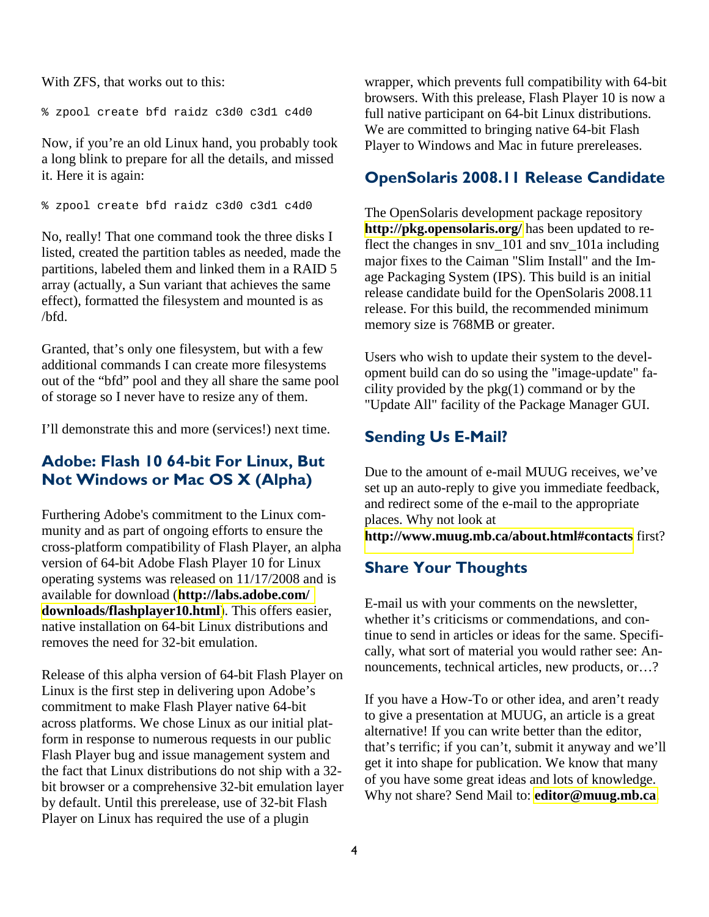With ZFS, that works out to this:

```
% zpool create bfd raidz c3d0 c3d1 c4d0
```

Now, if you're an old Linux hand, you probably took a long blink to prepare for all the details, and missed it. Here it is again:

```
% zpool create bfd raidz c3d0 c3d1 c4d0
```

No, really! That one command took the three disks I listed, created the partition tables as needed, made the partitions, labeled them and linked them in a RAID 5 array (actually, a Sun variant that achieves the same effect), formatted the filesystem and mounted is as /bfd.

Granted, that's only one filesystem, but with a few additional commands I can create more filesystems out of the "bfd" pool and they all share the same pool of storage so I never have to resize any of them.

I'll demonstrate this and more (services!) next time.

## Adobe: Flash 10 64-bit For Linux, But Not Windows or Mac OS X (Alpha)

Furthering Adobe's commitment to the Linux community and as part of ongoing efforts to ensure the cross-platform compatibility of Flash Player, an alpha version of 64-bit Adobe Flash Player 10 for Linux operating systems was released on 11/17/2008 and is available for download (**http://labs.adobe.com/downloads/flashplayer10.html**). This offers easier, native installation on 64-bit Linux distributions and removes the need for 32-bit emulation.

Release of this alpha version of 64-bit Flash Player on Linux is the first step in delivering upon Adobe's commitment to make Flash Player native 64-bit across platforms. We chose Linux as our initial platform in response to numerous requests in our public Flash Player bug and issue management system and the fact that Linux distributions do not ship with a 32-bit browser or a comprehensive 32-bit emulation layer by default. Until this prerelease, use of 32-bit Flash Player on Linux has required the use of a plugin wrapper, which prevents full compatibility with 64-bit browsers. With this prelease, Flash Player 10 is now a full native participant on 64-bit Linux distributions. We are committed to bringing native 64-bit Flash Player to Windows and Mac in future prereleases.

## OpenSolaris 2008.11 Release Candidate

The OpenSolaris development package repository **http://pkg.opensolaris.org/** has been updated to reflect the changes in snv_101 and snv_101a including major fixes to the Caiman "Slim Install" and the Image Packaging System (IPS). This build is an initial release candidate build for the OpenSolaris 2008.11 release. For this build, the recommended minimum memory size is 768MB or greater.

Users who wish to update their system to the development build can do so using the "image-update" facility provided by the pkg(1) command or by the "Update All" facility of the Package Manager GUI.

## Sending Us E-Mail?

Due to the amount of e-mail MUUG receives, we've set up an auto-reply to give you immediate feedback, and redirect some of the e-mail to the appropriate places. Why not look at **http://www.muug.mb.ca/about.html#contacts** first?

## Share Your Thoughts

E-mail us with your comments on the newsletter, whether it's criticisms or commendations, and continue to send in articles or ideas for the same. Specifically, what sort of material you would rather see: Announcements, technical articles, new products, or…?

If you have a How-To or other idea, and aren't ready to give a presentation at MUUG, an article is a great alternative! If you can write better than the editor, that's terrific; if you can't, submit it anyway and we'll get it into shape for publication. We know that many of you have some great ideas and lots of knowledge. Why not share? Send Mail to: **editor@muug.mb.ca**